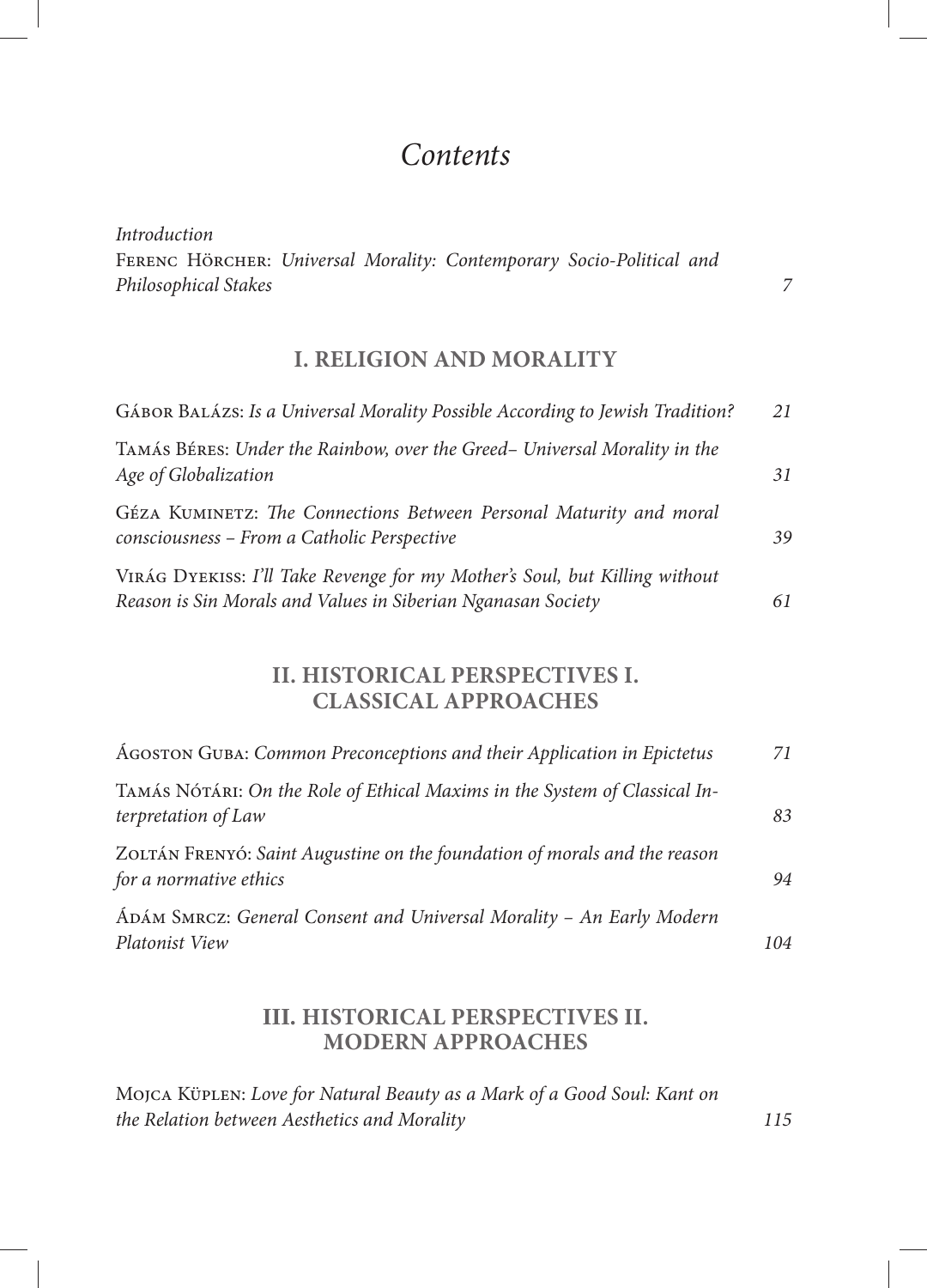# *Contents*

*Introduction*
Ferenc Hörcher: *Universal Morality: Contemporary Socio-Political and Philosophical Stakes* 7

## I. RELIGION AND MORALITY

Gábor Balázs: *Is a Universal Morality Possible According to Jewish Tradition?* 21

Tamás Béres: *Under the Rainbow, over the Greed– Universal Morality in the Age of Globalization* 31

Géza Kuminetz: *The Connections Between Personal Maturity and moral consciousness – From a Catholic Perspective* 39

Virág Dyekiss: *I'll Take Revenge for my Mother's Soul, but Killing without Reason is Sin Morals and Values in Siberian Nganasan Society* 61

## II. HISTORICAL PERSPECTIVES I. CLASSICAL APPROACHES

Ágoston Guba: *Common Preconceptions and their Application in Epictetus* 71

Tamás Nótári: *On the Role of Ethical Maxims in the System of Classical Interpretation of Law* 83

Zoltán Frenyó: *Saint Augustine on the foundation of morals and the reason for a normative ethics* 94

Ádám Smrcz: *General Consent and Universal Morality – An Early Modern Platonist View* 104

## III. HISTORICAL PERSPECTIVES II. MODERN APPROACHES

Mojca Küplen: *Love for Natural Beauty as a Mark of a Good Soul: Kant on the Relation between Aesthetics and Morality* 115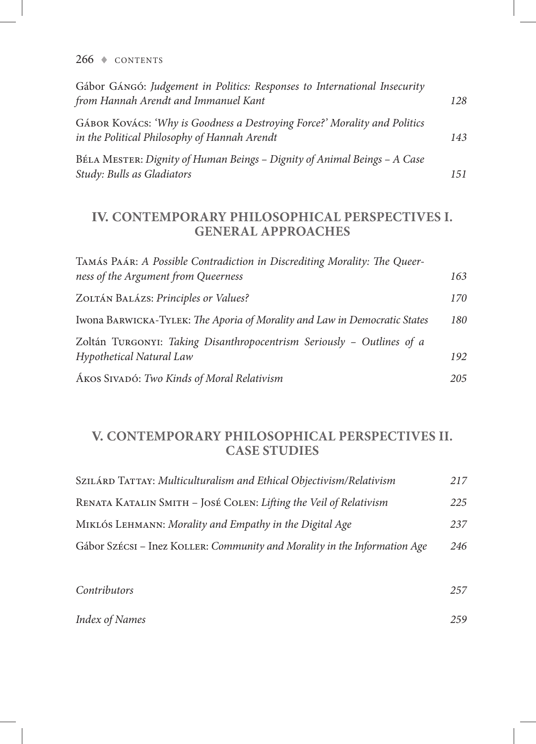Gábor Gángó: *Judgement in Politics: Responses to International Insecurity from Hannah Arendt and Immanuel Kant* 128

Gábor Kovács: *'Why is Goodness a Destroying Force?' Morality and Politics in the Political Philosophy of Hannah Arendt* 143

Béla Mester: *Dignity of Human Beings – Dignity of Animal Beings – A Case Study: Bulls as Gladiators* 151

## IV. CONTEMPORARY PHILOSOPHICAL PERSPECTIVES I. GENERAL APPROACHES

Tamás Paár: *A Possible Contradiction in Discrediting Morality: The Queerness of the Argument from Queerness* 163

Zoltán Balázs: *Principles or Values?* 170

Iwona Barwicka-Tylek: *The Aporia of Morality and Law in Democratic States* 180

Zoltán Turgonyi: *Taking Disanthropocentrism Seriously – Outlines of a Hypothetical Natural Law* 192

Ákos Sivadó: *Two Kinds of Moral Relativism* 205

## V. CONTEMPORARY PHILOSOPHICAL PERSPECTIVES II. CASE STUDIES

Szilárd Tattay: *Multiculturalism and Ethical Objectivism/Relativism* 217

Renata Katalin Smith – José Colen: *Lifting the Veil of Relativism* 225

Miklós Lehmann: *Morality and Empathy in the Digital Age* 237

Gábor Szécsi – Inez Koller: *Community and Morality in the Information Age* 246

*Contributors* 257

*Index of Names* 259